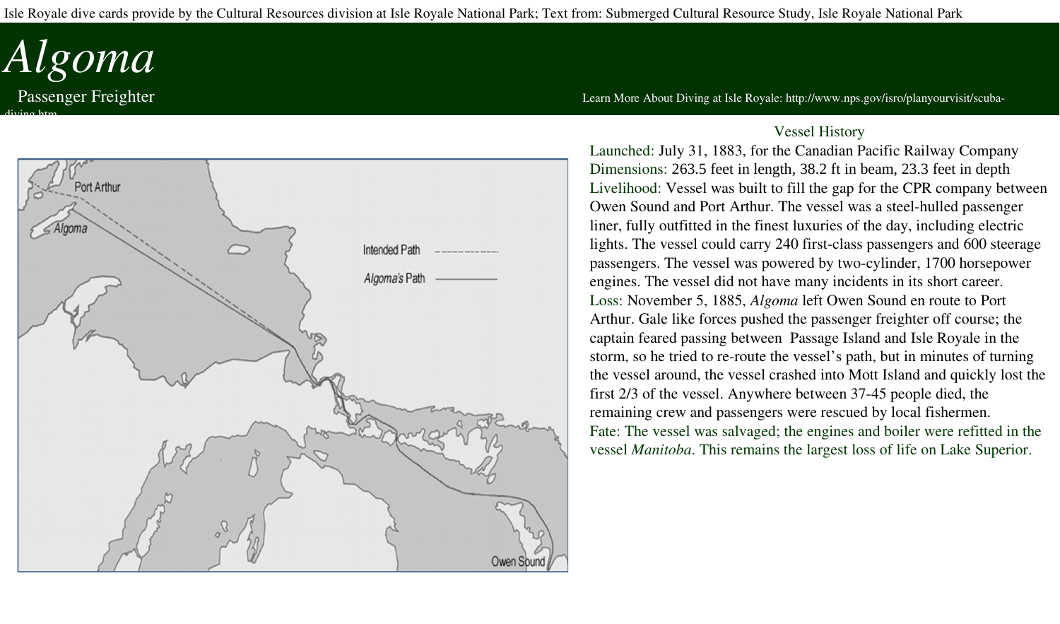Isle Royale dive cards provide by the Cultural Resources division at Isle Royale National Park; Text from: Submerged Cultural Resource Study, Isle Royale National Park

# *Algoma*

Passenger Freighter

Learn More About Diving at Isle Royale: http://www.nps.gov/isro/planyourvisit/scuba-diving.htm

## Vessel History

Launched: July 31, 1883, for the Canadian Pacific Railway Company

Dimensions: 263.5 feet in length, 38.2 ft in beam, 23.3 feet in depth

Livelihood: Vessel was built to fill the gap for the CPR company between Owen Sound and Port Arthur. The vessel was a steel-hulled passenger liner, fully outfitted in the finest luxuries of the day, including electric lights. The vessel could carry 240 first-class passengers and 600 steerage passengers. The vessel was powered by two-cylinder, 1700 horsepower engines. The vessel did not have many incidents in its short career.

Loss: November 5, 1885, *Algoma* left Owen Sound en route to Port Arthur. Gale like forces pushed the passenger freighter off course; the captain feared passing between Passage Island and Isle Royale in the storm, so he tried to re-route the vessel's path, but in minutes of turning the vessel around, the vessel crashed into Mott Island and quickly lost the first 2/3 of the vessel. Anywhere between 37-45 people died, the remaining crew and passengers were rescued by local fishermen.

Fate: The vessel was salvaged; the engines and boiler were refitted in the vessel *Manitoba*. This remains the largest loss of life on Lake Superior.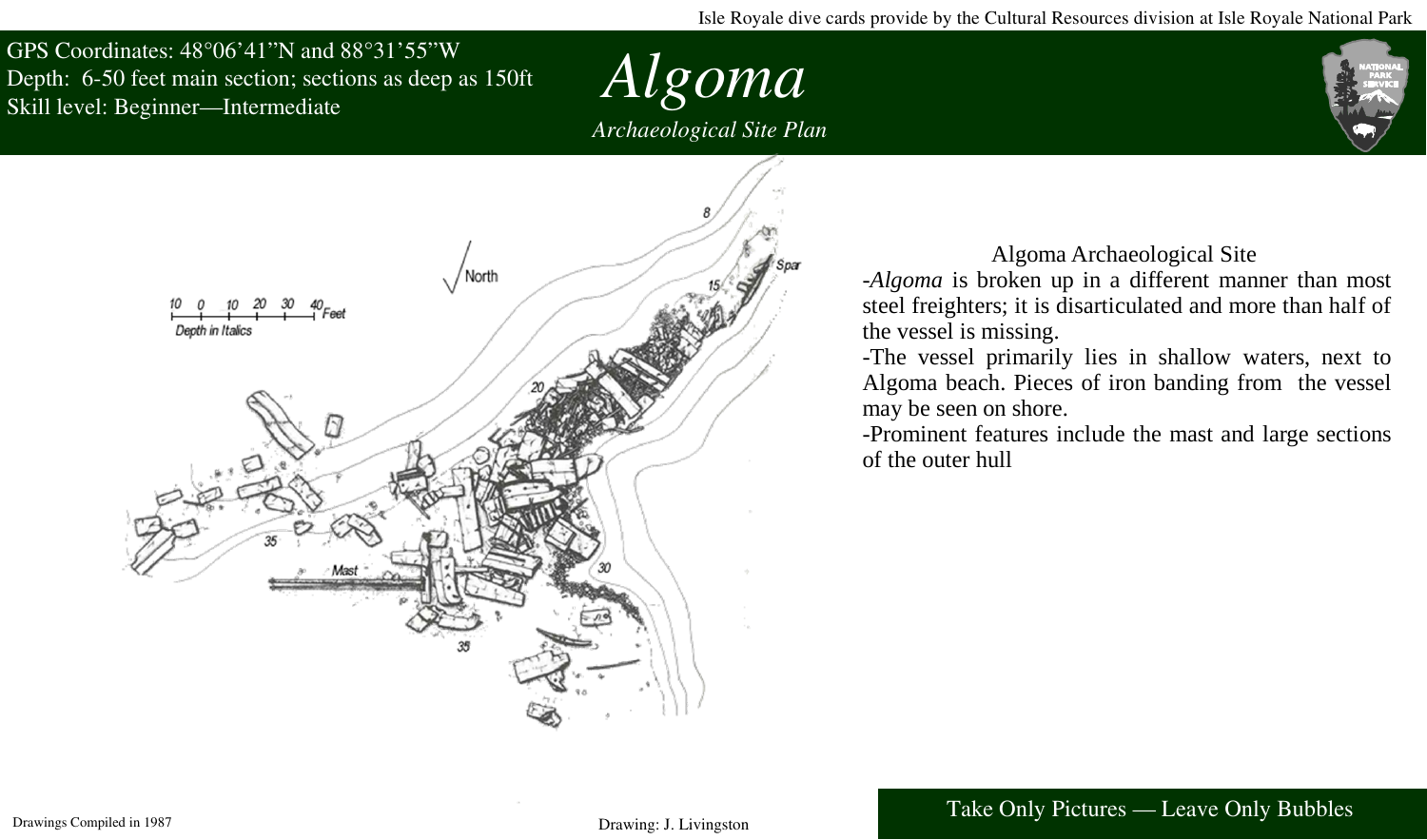Isle Royale dive cards provide by the Cultural Resources division at Isle Royale National Park

GPS Coordinates: 48°06'41"N and 88°31'55"W
Depth: 6-50 feet main section; sections as deep as 150ft
Skill level: Beginner—Intermediate

# *Algoma*

*Archaeological Site Plan*

North

10 0 10 20 30 40 Feet

Depth in Italics

*8*

*15*

*20*

*30*

*35*

*35*

Spar

Mast

## Algoma Archaeological Site

-*Algoma* is broken up in a different manner than most steel freighters; it is disarticulated and more than half of the vessel is missing.

-The vessel primarily lies in shallow waters, next to Algoma beach. Pieces of iron banding from the vessel may be seen on shore.

-Prominent features include the mast and large sections of the outer hull

Drawings Compiled in 1987

Drawing: J. Livingston

Take Only Pictures — Leave Only Bubbles